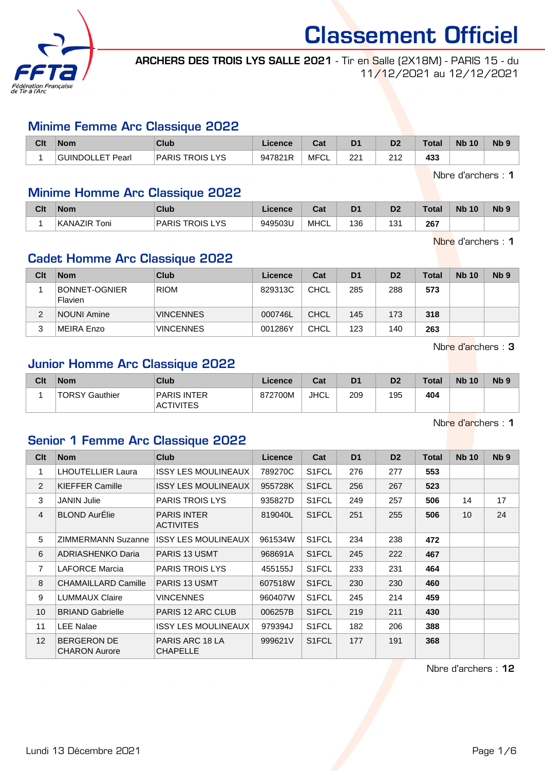# Classement Officiel

**ARCHERS DES TROIS LYS SALLE 2021** - Tir en Salle (2X18M) - PARIS 15 - du 11/12/2021 au 12/12/2021

## Minime Femme Arc Classique 2022

| Clt | Nom | Club | Licence | Cat | D1 | D2 | Total | Nb 10 | Nb 9 |
|---|---|---|---|---|---|---|---|---|---|
| 1 | GUINDOLLET Pearl | PARIS TROIS LYS | 947821R | MFCL | 221 | 212 | **433** | | |

Nbre d'archers : **1**

## Minime Homme Arc Classique 2022

| Clt | Nom | Club | Licence | Cat | D1 | D2 | Total | Nb 10 | Nb 9 |
|---|---|---|---|---|---|---|---|---|---|
| 1 | KANAZIR Toni | PARIS TROIS LYS | 949503U | MHCL | 136 | 131 | **267** | | |

Nbre d'archers : **1**

## Cadet Homme Arc Classique 2022

| Clt | Nom | Club | Licence | Cat | D1 | D2 | Total | Nb 10 | Nb 9 |
|---|---|---|---|---|---|---|---|---|---|
| 1 | BONNET-OGNIER Flavien | RIOM | 829313C | CHCL | 285 | 288 | **573** | | |
| 2 | NOUNI Amine | VINCENNES | 000746L | CHCL | 145 | 173 | **318** | | |
| 3 | MEIRA Enzo | VINCENNES | 001286Y | CHCL | 123 | 140 | **263** | | |

Nbre d'archers : **3**

## Junior Homme Arc Classique 2022

| Clt | Nom | Club | Licence | Cat | D1 | D2 | Total | Nb 10 | Nb 9 |
|---|---|---|---|---|---|---|---|---|---|
| 1 | TORSY Gauthier | PARIS INTER ACTIVITES | 872700M | JHCL | 209 | 195 | **404** | | |

Nbre d'archers : **1**

## Senior 1 Femme Arc Classique 2022

| Clt | Nom | Club | Licence | Cat | D1 | D2 | Total | Nb 10 | Nb 9 |
|---|---|---|---|---|---|---|---|---|---|
| 1 | LHOUTELLIER Laura | ISSY LES MOULINEAUX | 789270C | S1FCL | 276 | 277 | **553** | | |
| 2 | KIEFFER Camille | ISSY LES MOULINEAUX | 955728K | S1FCL | 256 | 267 | **523** | | |
| 3 | JANIN Julie | PARIS TROIS LYS | 935827D | S1FCL | 249 | 257 | **506** | 14 | 17 |
| 4 | BLOND AurÉlie | PARIS INTER ACTIVITES | 819040L | S1FCL | 251 | 255 | **506** | 10 | 24 |
| 5 | ZIMMERMANN Suzanne | ISSY LES MOULINEAUX | 961534W | S1FCL | 234 | 238 | **472** | | |
| 6 | ADRIASHENKO Daria | PARIS 13 USMT | 968691A | S1FCL | 245 | 222 | **467** | | |
| 7 | LAFORCE Marcia | PARIS TROIS LYS | 455155J | S1FCL | 233 | 231 | **464** | | |
| 8 | CHAMAILLARD Camille | PARIS 13 USMT | 607518W | S1FCL | 230 | 230 | **460** | | |
| 9 | LUMMAUX Claire | VINCENNES | 960407W | S1FCL | 245 | 214 | **459** | | |
| 10 | BRIAND Gabrielle | PARIS 12 ARC CLUB | 006257B | S1FCL | 219 | 211 | **430** | | |
| 11 | LEE Nalae | ISSY LES MOULINEAUX | 979394J | S1FCL | 182 | 206 | **388** | | |
| 12 | BERGERON DE CHARON Aurore | PARIS ARC 18 LA CHAPELLE | 999621V | S1FCL | 177 | 191 | **368** | | |

Nbre d'archers : **12**

Lundi 13 Décembre 2021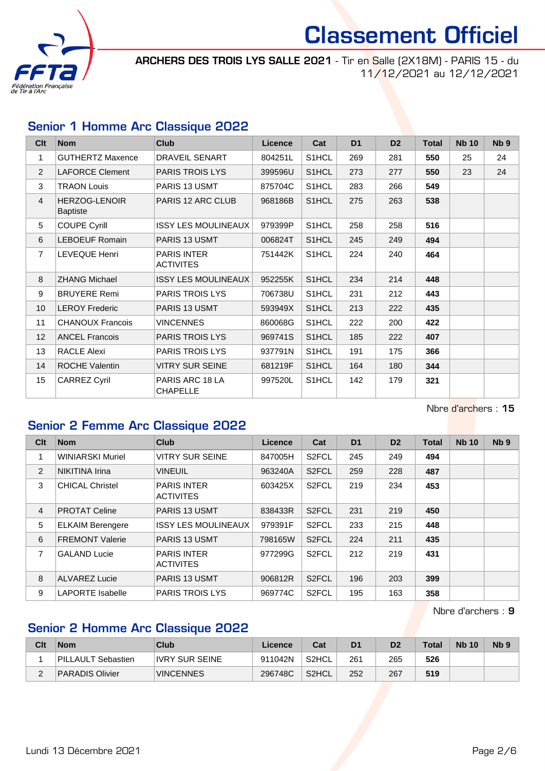# Classement Officiel

**ARCHERS DES TROIS LYS SALLE 2021** - Tir en Salle (2X18M) - PARIS 15 - du 11/12/2021 au 12/12/2021

## Senior 1 Homme Arc Classique 2022

| Clt | Nom | Club | Licence | Cat | D1 | D2 | Total | Nb 10 | Nb 9 |
|---|---|---|---|---|---|---|---|---|---|
| 1 | GUTHERTZ Maxence | DRAVEIL SENART | 804251L | S1HCL | 269 | 281 | **550** | 25 | 24 |
| 2 | LAFORCE Clement | PARIS TROIS LYS | 399596U | S1HCL | 273 | 277 | **550** | 23 | 24 |
| 3 | TRAON Louis | PARIS 13 USMT | 875704C | S1HCL | 283 | 266 | **549** | | |
| 4 | HERZOG-LENOIR Baptiste | PARIS 12 ARC CLUB | 968186B | S1HCL | 275 | 263 | **538** | | |
| 5 | COUPE Cyrill | ISSY LES MOULINEAUX | 979399P | S1HCL | 258 | 258 | **516** | | |
| 6 | LEBOEUF Romain | PARIS 13 USMT | 006824T | S1HCL | 245 | 249 | **494** | | |
| 7 | LEVEQUE Henri | PARIS INTER ACTIVITES | 751442K | S1HCL | 224 | 240 | **464** | | |
| 8 | ZHANG Michael | ISSY LES MOULINEAUX | 952255K | S1HCL | 234 | 214 | **448** | | |
| 9 | BRUYERE Remi | PARIS TROIS LYS | 706738U | S1HCL | 231 | 212 | **443** | | |
| 10 | LEROY Frederic | PARIS 13 USMT | 593949X | S1HCL | 213 | 222 | **435** | | |
| 11 | CHANOUX Francois | VINCENNES | 860068G | S1HCL | 222 | 200 | **422** | | |
| 12 | ANCEL Francois | PARIS TROIS LYS | 969741S | S1HCL | 185 | 222 | **407** | | |
| 13 | RACLE Alexi | PARIS TROIS LYS | 937791N | S1HCL | 191 | 175 | **366** | | |
| 14 | ROCHE Valentin | VITRY SUR SEINE | 681219F | S1HCL | 164 | 180 | **344** | | |
| 15 | CARREZ Cyril | PARIS ARC 18 LA CHAPELLE | 997520L | S1HCL | 142 | 179 | **321** | | |

Nbre d'archers : **15**

## Senior 2 Femme Arc Classique 2022

| Clt | Nom | Club | Licence | Cat | D1 | D2 | Total | Nb 10 | Nb 9 |
|---|---|---|---|---|---|---|---|---|---|
| 1 | WINIARSKI Muriel | VITRY SUR SEINE | 847005H | S2FCL | 245 | 249 | **494** | | |
| 2 | NIKITINA Irina | VINEUIL | 963240A | S2FCL | 259 | 228 | **487** | | |
| 3 | CHICAL Christel | PARIS INTER ACTIVITES | 603425X | S2FCL | 219 | 234 | **453** | | |
| 4 | PROTAT Celine | PARIS 13 USMT | 838433R | S2FCL | 231 | 219 | **450** | | |
| 5 | ELKAIM Berengere | ISSY LES MOULINEAUX | 979391F | S2FCL | 233 | 215 | **448** | | |
| 6 | FREMONT Valerie | PARIS 13 USMT | 798165W | S2FCL | 224 | 211 | **435** | | |
| 7 | GALAND Lucie | PARIS INTER ACTIVITES | 977299G | S2FCL | 212 | 219 | **431** | | |
| 8 | ALVAREZ Lucie | PARIS 13 USMT | 906812R | S2FCL | 196 | 203 | **399** | | |
| 9 | LAPORTE Isabelle | PARIS TROIS LYS | 969774C | S2FCL | 195 | 163 | **358** | | |

Nbre d'archers : **9**

## Senior 2 Homme Arc Classique 2022

| Clt | Nom | Club | Licence | Cat | D1 | D2 | Total | Nb 10 | Nb 9 |
|---|---|---|---|---|---|---|---|---|---|
| 1 | PILLAULT Sebastien | IVRY SUR SEINE | 911042N | S2HCL | 261 | 265 | **526** | | |
| 2 | PARADIS Olivier | VINCENNES | 296748C | S2HCL | 252 | 267 | **519** | | |

Lundi 13 Décembre 2021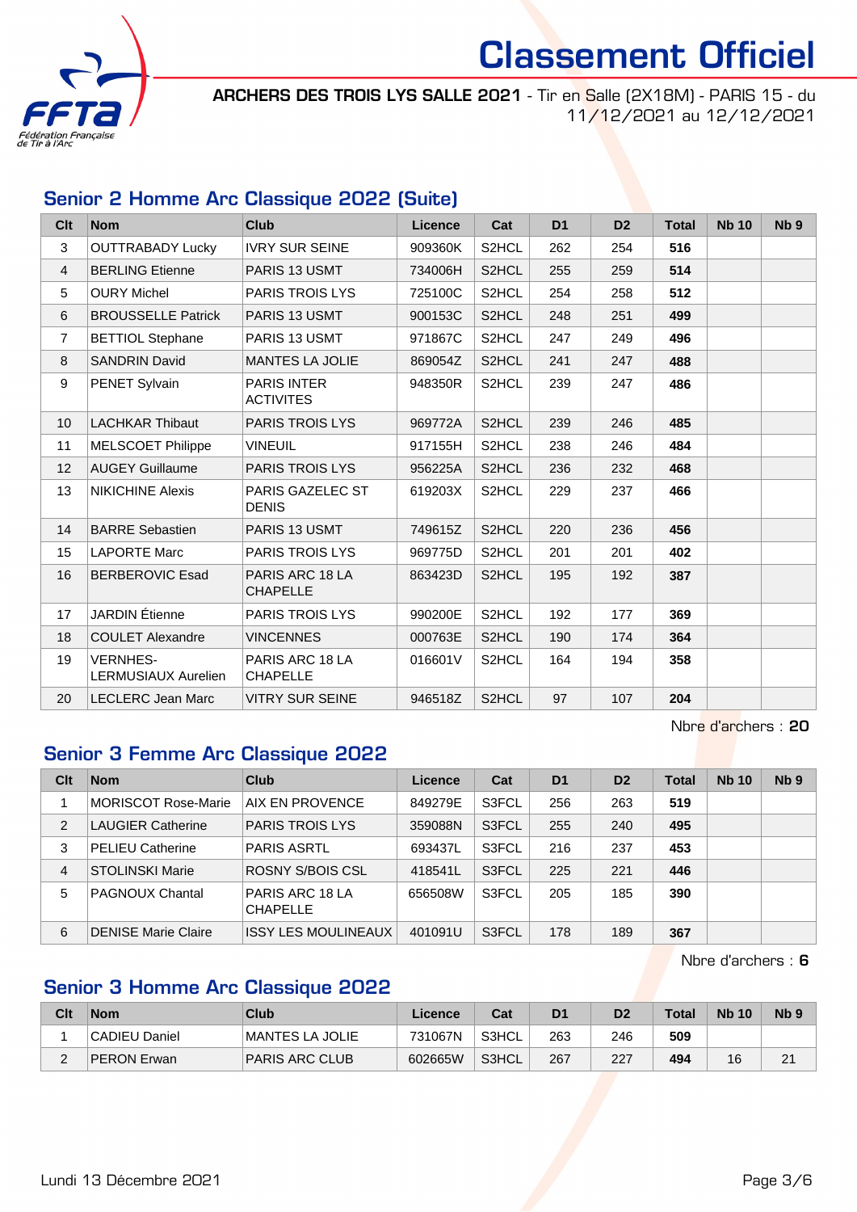# Classement Officiel

**ARCHERS DES TROIS LYS SALLE 2021** - Tir en Salle (2X18M) - PARIS 15 - du 11/12/2021 au 12/12/2021

## Senior 2 Homme Arc Classique 2022 (Suite)

| Clt | Nom | Club | Licence | Cat | D1 | D2 | Total | Nb 10 | Nb 9 |
|---|---|---|---|---|---|---|---|---|---|
| 3 | OUTTRABADY Lucky | IVRY SUR SEINE | 909360K | S2HCL | 262 | 254 | **516** | | |
| 4 | BERLING Etienne | PARIS 13 USMT | 734006H | S2HCL | 255 | 259 | **514** | | |
| 5 | OURY Michel | PARIS TROIS LYS | 725100C | S2HCL | 254 | 258 | **512** | | |
| 6 | BROUSSELLE Patrick | PARIS 13 USMT | 900153C | S2HCL | 248 | 251 | **499** | | |
| 7 | BETTIOL Stephane | PARIS 13 USMT | 971867C | S2HCL | 247 | 249 | **496** | | |
| 8 | SANDRIN David | MANTES LA JOLIE | 869054Z | S2HCL | 241 | 247 | **488** | | |
| 9 | PENET Sylvain | PARIS INTER ACTIVITES | 948350R | S2HCL | 239 | 247 | **486** | | |
| 10 | LACHKAR Thibaut | PARIS TROIS LYS | 969772A | S2HCL | 239 | 246 | **485** | | |
| 11 | MELSCOET Philippe | VINEUIL | 917155H | S2HCL | 238 | 246 | **484** | | |
| 12 | AUGEY Guillaume | PARIS TROIS LYS | 956225A | S2HCL | 236 | 232 | **468** | | |
| 13 | NIKICHINE Alexis | PARIS GAZELEC ST DENIS | 619203X | S2HCL | 229 | 237 | **466** | | |
| 14 | BARRE Sebastien | PARIS 13 USMT | 749615Z | S2HCL | 220 | 236 | **456** | | |
| 15 | LAPORTE Marc | PARIS TROIS LYS | 969775D | S2HCL | 201 | 201 | **402** | | |
| 16 | BERBEROVIC Esad | PARIS ARC 18 LA CHAPELLE | 863423D | S2HCL | 195 | 192 | **387** | | |
| 17 | JARDIN Étienne | PARIS TROIS LYS | 990200E | S2HCL | 192 | 177 | **369** | | |
| 18 | COULET Alexandre | VINCENNES | 000763E | S2HCL | 190 | 174 | **364** | | |
| 19 | VERNHES-LERMUSIAUX Aurelien | PARIS ARC 18 LA CHAPELLE | 016601V | S2HCL | 164 | 194 | **358** | | |
| 20 | LECLERC Jean Marc | VITRY SUR SEINE | 946518Z | S2HCL | 97 | 107 | **204** | | |

Nbre d'archers : **20**

## Senior 3 Femme Arc Classique 2022

| Clt | Nom | Club | Licence | Cat | D1 | D2 | Total | Nb 10 | Nb 9 |
|---|---|---|---|---|---|---|---|---|---|
| 1 | MORISCOT Rose-Marie | AIX EN PROVENCE | 849279E | S3FCL | 256 | 263 | **519** | | |
| 2 | LAUGIER Catherine | PARIS TROIS LYS | 359088N | S3FCL | 255 | 240 | **495** | | |
| 3 | PELIEU Catherine | PARIS ASRTL | 693437L | S3FCL | 216 | 237 | **453** | | |
| 4 | STOLINSKI Marie | ROSNY S/BOIS CSL | 418541L | S3FCL | 225 | 221 | **446** | | |
| 5 | PAGNOUX Chantal | PARIS ARC 18 LA CHAPELLE | 656508W | S3FCL | 205 | 185 | **390** | | |
| 6 | DENISE Marie Claire | ISSY LES MOULINEAUX | 401091U | S3FCL | 178 | 189 | **367** | | |

Nbre d'archers : **6**

## Senior 3 Homme Arc Classique 2022

| Clt | Nom | Club | Licence | Cat | D1 | D2 | Total | Nb 10 | Nb 9 |
|---|---|---|---|---|---|---|---|---|---|
| 1 | CADIEU Daniel | MANTES LA JOLIE | 731067N | S3HCL | 263 | 246 | **509** | | |
| 2 | PERON Erwan | PARIS ARC CLUB | 602665W | S3HCL | 267 | 227 | **494** | 16 | 21 |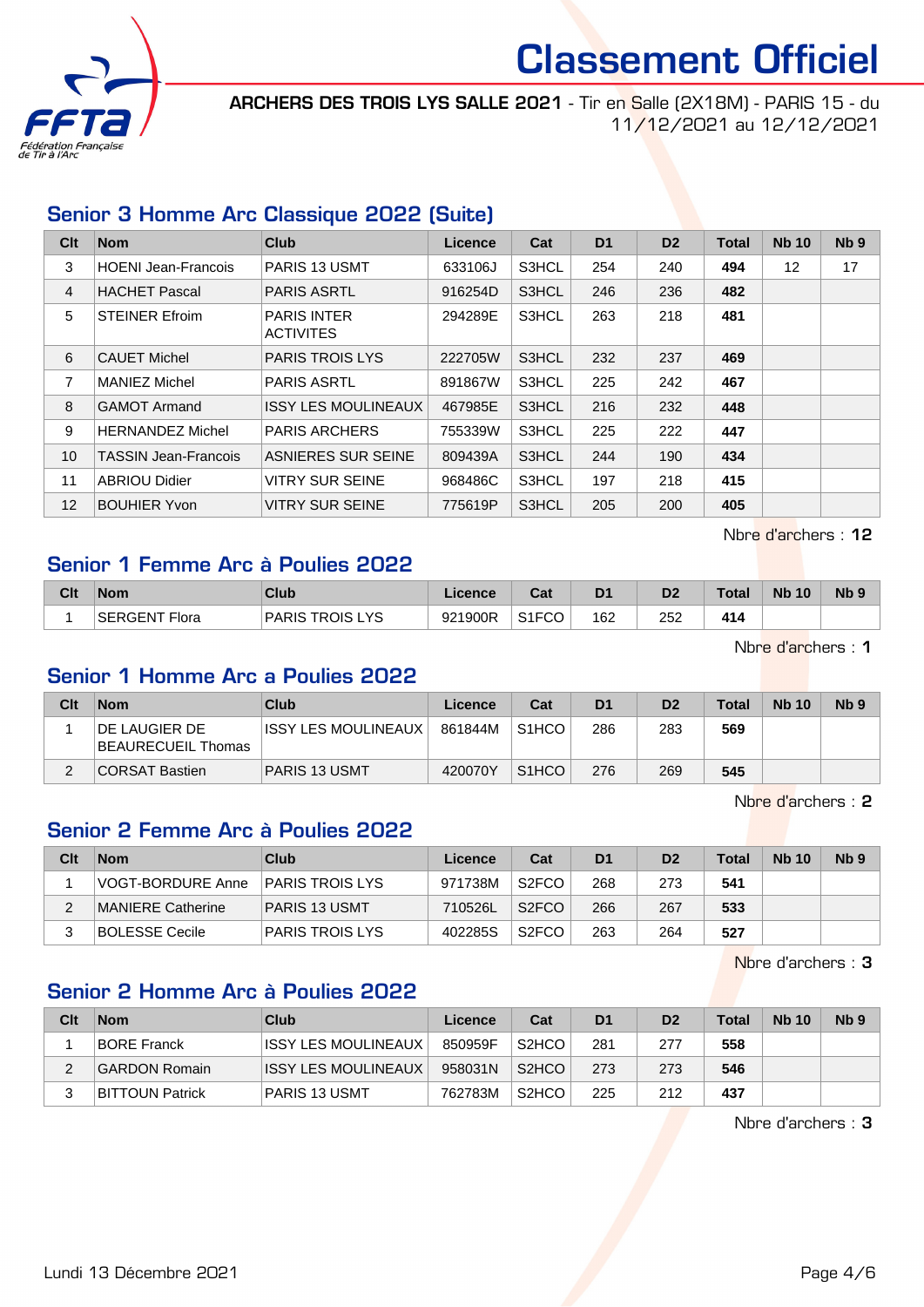# Classement Officiel

**ARCHERS DES TROIS LYS SALLE 2021** - Tir en Salle (2X18M) - PARIS 15 - du 11/12/2021 au 12/12/2021

## Senior 3 Homme Arc Classique 2022 (Suite)

| Clt | Nom | Club | Licence | Cat | D1 | D2 | Total | Nb 10 | Nb 9 |
|---|---|---|---|---|---|---|---|---|---|
| 3 | HOENI Jean-Francois | PARIS 13 USMT | 633106J | S3HCL | 254 | 240 | **494** | 12 | 17 |
| 4 | HACHET Pascal | PARIS ASRTL | 916254D | S3HCL | 246 | 236 | **482** | | |
| 5 | STEINER Efroim | PARIS INTER ACTIVITES | 294289E | S3HCL | 263 | 218 | **481** | | |
| 6 | CAUET Michel | PARIS TROIS LYS | 222705W | S3HCL | 232 | 237 | **469** | | |
| 7 | MANIEZ Michel | PARIS ASRTL | 891867W | S3HCL | 225 | 242 | **467** | | |
| 8 | GAMOT Armand | ISSY LES MOULINEAUX | 467985E | S3HCL | 216 | 232 | **448** | | |
| 9 | HERNANDEZ Michel | PARIS ARCHERS | 755339W | S3HCL | 225 | 222 | **447** | | |
| 10 | TASSIN Jean-Francois | ASNIERES SUR SEINE | 809439A | S3HCL | 244 | 190 | **434** | | |
| 11 | ABRIOU Didier | VITRY SUR SEINE | 968486C | S3HCL | 197 | 218 | **415** | | |
| 12 | BOUHIER Yvon | VITRY SUR SEINE | 775619P | S3HCL | 205 | 200 | **405** | | |

Nbre d'archers : **12**

## Senior 1 Femme Arc à Poulies 2022

| Clt | Nom | Club | Licence | Cat | D1 | D2 | Total | Nb 10 | Nb 9 |
|---|---|---|---|---|---|---|---|---|---|
| 1 | SERGENT Flora | PARIS TROIS LYS | 921900R | S1FCO | 162 | 252 | **414** | | |

Nbre d'archers : **1**

## Senior 1 Homme Arc a Poulies 2022

| Clt | Nom | Club | Licence | Cat | D1 | D2 | Total | Nb 10 | Nb 9 |
|---|---|---|---|---|---|---|---|---|---|
| 1 | DE LAUGIER DE BEAURECUEIL Thomas | ISSY LES MOULINEAUX | 861844M | S1HCO | 286 | 283 | **569** | | |
| 2 | CORSAT Bastien | PARIS 13 USMT | 420070Y | S1HCO | 276 | 269 | **545** | | |

Nbre d'archers : **2**

## Senior 2 Femme Arc à Poulies 2022

| Clt | Nom | Club | Licence | Cat | D1 | D2 | Total | Nb 10 | Nb 9 |
|---|---|---|---|---|---|---|---|---|---|
| 1 | VOGT-BORDURE Anne | PARIS TROIS LYS | 971738M | S2FCO | 268 | 273 | **541** | | |
| 2 | MANIERE Catherine | PARIS 13 USMT | 710526L | S2FCO | 266 | 267 | **533** | | |
| 3 | BOLESSE Cecile | PARIS TROIS LYS | 402285S | S2FCO | 263 | 264 | **527** | | |

Nbre d'archers : **3**

## Senior 2 Homme Arc à Poulies 2022

| Clt | Nom | Club | Licence | Cat | D1 | D2 | Total | Nb 10 | Nb 9 |
|---|---|---|---|---|---|---|---|---|---|
| 1 | BORE Franck | ISSY LES MOULINEAUX | 850959F | S2HCO | 281 | 277 | **558** | | |
| 2 | GARDON Romain | ISSY LES MOULINEAUX | 958031N | S2HCO | 273 | 273 | **546** | | |
| 3 | BITTOUN Patrick | PARIS 13 USMT | 762783M | S2HCO | 225 | 212 | **437** | | |

Nbre d'archers : **3**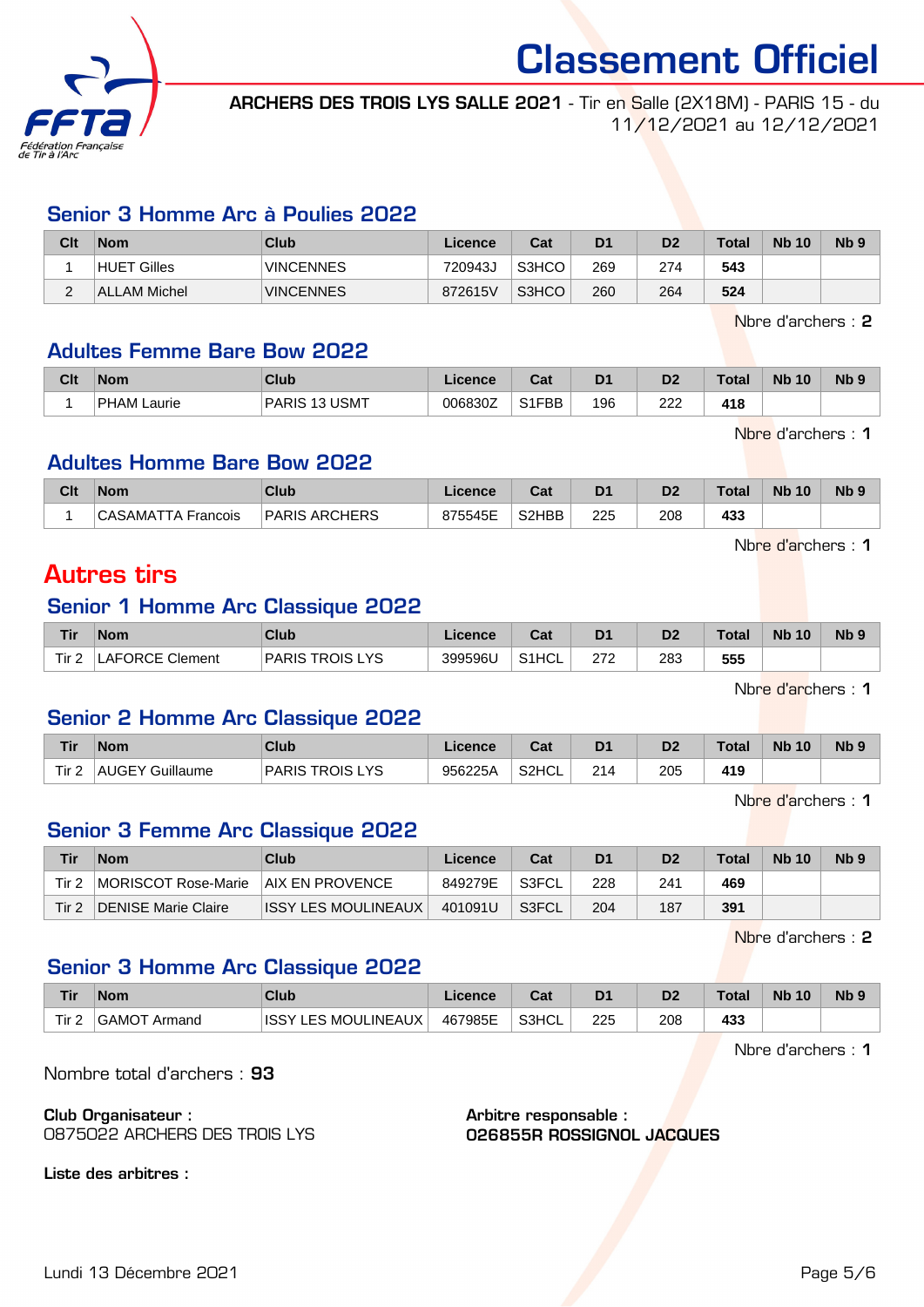# Classement Officiel

**ARCHERS DES TROIS LYS SALLE 2021** - Tir en Salle (2X18M) - PARIS 15 - du 11/12/2021 au 12/12/2021

## Senior 3 Homme Arc à Poulies 2022

| Clt | Nom | Club | Licence | Cat | D1 | D2 | Total | Nb 10 | Nb 9 |
|---|---|---|---|---|---|---|---|---|---|
| 1 | HUET Gilles | VINCENNES | 720943J | S3HCO | 269 | 274 | **543** | | |
| 2 | ALLAM Michel | VINCENNES | 872615V | S3HCO | 260 | 264 | **524** | | |

Nbre d'archers : **2**

## Adultes Femme Bare Bow 2022

| Clt | Nom | Club | Licence | Cat | D1 | D2 | Total | Nb 10 | Nb 9 |
|---|---|---|---|---|---|---|---|---|---|
| 1 | PHAM Laurie | PARIS 13 USMT | 006830Z | S1FBB | 196 | 222 | **418** | | |

Nbre d'archers : **1**

## Adultes Homme Bare Bow 2022

| Clt | Nom | Club | Licence | Cat | D1 | D2 | Total | Nb 10 | Nb 9 |
|---|---|---|---|---|---|---|---|---|---|
| 1 | CASAMATTA Francois | PARIS ARCHERS | 875545E | S2HBB | 225 | 208 | **433** | | |

Nbre d'archers : **1**

# Autres tirs

## Senior 1 Homme Arc Classique 2022

| Tir | Nom | Club | Licence | Cat | D1 | D2 | Total | Nb 10 | Nb 9 |
|---|---|---|---|---|---|---|---|---|---|
| Tir 2 | LAFORCE Clement | PARIS TROIS LYS | 399596U | S1HCL | 272 | 283 | **555** | | |

Nbre d'archers : **1**

## Senior 2 Homme Arc Classique 2022

| Tir | Nom | Club | Licence | Cat | D1 | D2 | Total | Nb 10 | Nb 9 |
|---|---|---|---|---|---|---|---|---|---|
| Tir 2 | AUGEY Guillaume | PARIS TROIS LYS | 956225A | S2HCL | 214 | 205 | **419** | | |

Nbre d'archers : **1**

## Senior 3 Femme Arc Classique 2022

| Tir | Nom | Club | Licence | Cat | D1 | D2 | Total | Nb 10 | Nb 9 |
|---|---|---|---|---|---|---|---|---|---|
| Tir 2 | MORISCOT Rose-Marie | AIX EN PROVENCE | 849279E | S3FCL | 228 | 241 | **469** | | |
| Tir 2 | DENISE Marie Claire | ISSY LES MOULINEAUX | 401091U | S3FCL | 204 | 187 | **391** | | |

Nbre d'archers : **2**

## Senior 3 Homme Arc Classique 2022

| Tir | Nom | Club | Licence | Cat | D1 | D2 | Total | Nb 10 | Nb 9 |
|---|---|---|---|---|---|---|---|---|---|
| Tir 2 | GAMOT Armand | ISSY LES MOULINEAUX | 467985E | S3HCL | 225 | 208 | **433** | | |

Nbre d'archers : **1**

Nombre total d'archers : **93**

**Club Organisateur :**
0875022 ARCHERS DES TROIS LYS

**Arbitre responsable :**
**026855R ROSSIGNOL JACQUES**

**Liste des arbitres :**

Lundi 13 Décembre 2021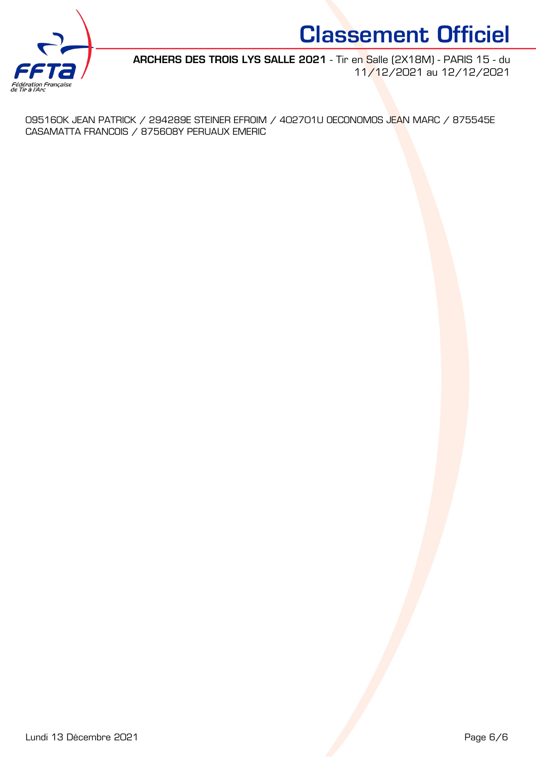095160K JEAN PATRICK / 294289E STEINER EFROIM / 402701U OECONOMOS JEAN MARC / 875545E CASAMATTA FRANCOIS / 875608Y PERUAUX EMERIC